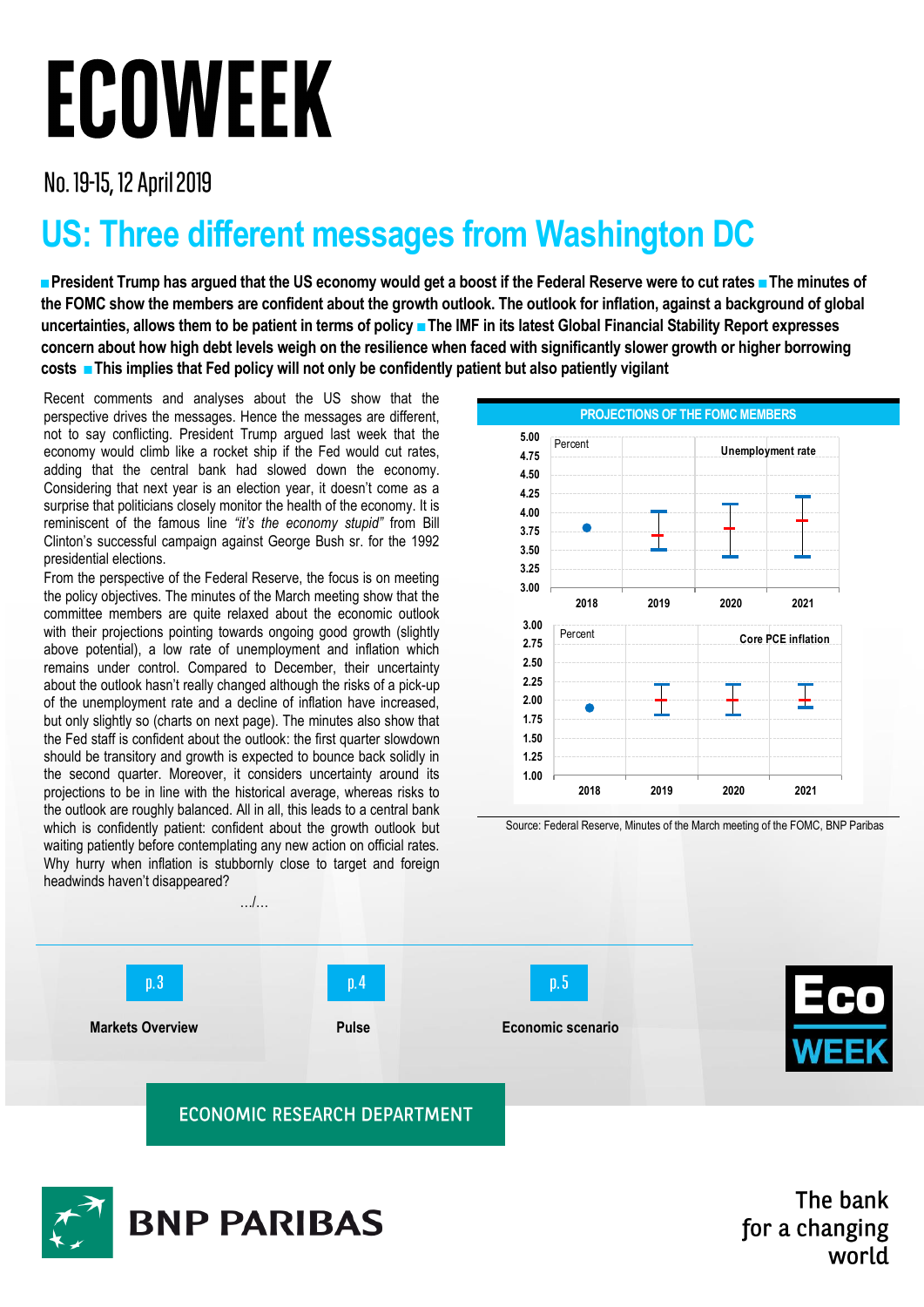# ECOWEEK

No. 19-15, 12 April 2019

## US: Three different messages from Washington DC

**■ President Trump has argued that the US economy would get a boost if the Federal Reserve were to cut rates ■ The minutes of the FOMC show the members are confident about the growth outlook. The outlook for inflation, against a background of global uncertainties, allows them to be patient in terms of policy ■ The IMF in its latest Global Financial Stability Report expresses concern about how high debt levels weigh on the resilience when faced with significantly slower growth or higher borrowing costs ■ This implies that Fed policy will not only be confidently patient but also patiently vigilant**

Recent comments and analyses about the US show that the perspective drives the messages. Hence the messages are different, not to say conflicting. President Trump argued last week that the economy would climb like a rocket ship if the Fed would cut rates, adding that the central bank had slowed down the economy. Considering that next year is an election year, it doesn't come as a surprise that politicians closely monitor the health of the economy. It is reminiscent of the famous line *"it's the economy stupid"* from Bill Clinton's successful campaign against George Bush sr. for the 1992 presidential elections.

From the perspective of the Federal Reserve, the focus is on meeting the policy objectives. The minutes of the March meeting show that the committee members are quite relaxed about the economic outlook with their projections pointing towards ongoing good growth (slightly above potential), a low rate of unemployment and inflation which remains under control. Compared to December, their uncertainty about the outlook hasn't really changed although the risks of a pick-up of the unemployment rate and a decline of inflation have increased, but only slightly so (charts on next page). The minutes also show that the Fed staff is confident about the outlook: the first quarter slowdown should be transitory and growth is expected to bounce back solidly in the second quarter. Moreover, it considers uncertainty around its projections to be in line with the historical average, whereas risks to the outlook are roughly balanced. All in all, this leads to a central bank which is confidently patient: confident about the growth outlook but waiting patiently before contemplating any new action on official rates. Why hurry when inflation is stubbornly close to target and foreign headwinds haven't disappeared?

…/…

**PROJECTIONS OF THE FOMC MEMBERS**

*(Charts: Unemployment rate, Percent, 2018–2021; Core PCE inflation, Percent, 2018–2021)*

Source: Federal Reserve, Minutes of the March meeting of the FOMC, BNP Paribas

p.3 Markets Overview | p.4 Pulse | p.5 Economic scenario

ECONOMIC RESEARCH DEPARTMENT

BNP PARIBAS — The bank for a changing world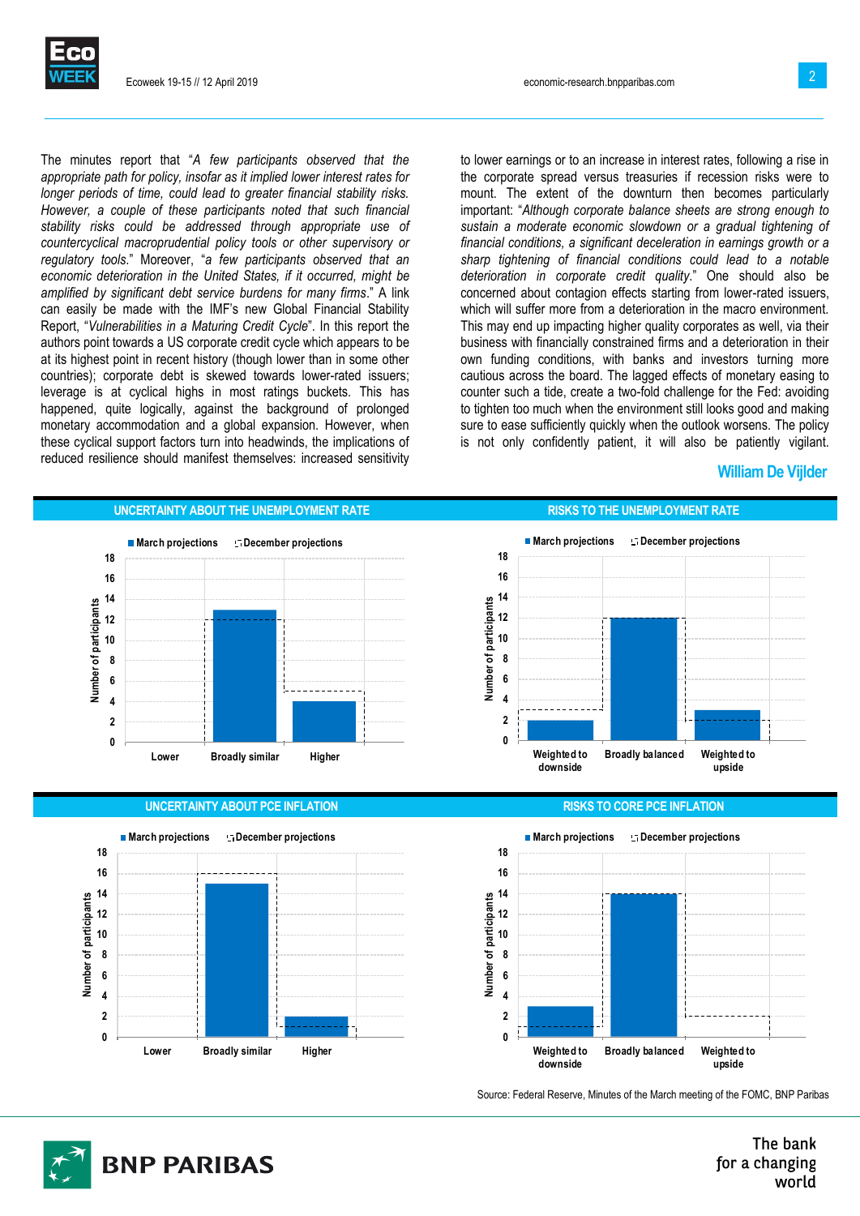The minutes report that "*A few participants observed that the appropriate path for policy, insofar as it implied lower interest rates for longer periods of time, could lead to greater financial stability risks. However, a couple of these participants noted that such financial stability risks could be addressed through appropriate use of countercyclical macroprudential policy tools or other supervisory or regulatory tools.*" Moreover, "*a few participants observed that an economic deterioration in the United States, if it occurred, might be amplified by significant debt service burdens for many firms.*" A link can easily be made with the IMF's new Global Financial Stability Report, "*Vulnerabilities in a Maturing Credit Cycle*". In this report the authors point towards a US corporate credit cycle which appears to be at its highest point in recent history (though lower than in some other countries); corporate debt is skewed towards lower-rated issuers; leverage is at cyclical highs in most ratings buckets. This has happened, quite logically, against the background of prolonged monetary accommodation and a global expansion. However, when these cyclical support factors turn into headwinds, the implications of reduced resilience should manifest themselves: increased sensitivity to lower earnings or to an increase in interest rates, following a rise in the corporate spread versus treasuries if recession risks were to mount. The extent of the downturn then becomes particularly important: "*Although corporate balance sheets are strong enough to sustain a moderate economic slowdown or a gradual tightening of financial conditions, a significant deceleration in earnings growth or a sharp tightening of financial conditions could lead to a notable deterioration in corporate credit quality.*" One should also be concerned about contagion effects starting from lower-rated issuers, which will suffer more from a deterioration in the macro environment. This may end up impacting higher quality corporates as well, via their business with financially constrained firms and a deterioration in their own funding conditions, with banks and investors turning more cautious across the board. The lagged effects of monetary easing to counter such a tide, create a two-fold challenge for the Fed: avoiding to tighten too much when the environment still looks good and making sure to ease sufficiently quickly when the outlook worsens. The policy is not only confidently patient, it will also be patiently vigilant.

**William De Vijlder**

**UNCERTAINTY ABOUT THE UNEMPLOYMENT RATE**

March projections
December projections
Number of participants
0
2
4
6
8
10
12
14
16
18
Lower
Broadly similar
Higher

**RISKS TO THE UNEMPLOYMENT RATE**

March projections
December projections
Number of participants
0
2
4
6
8
10
12
14
16
18
Weighted to downside
Broadly balanced
Weighted to upside

**UNCERTAINTY ABOUT PCE INFLATION**

March projections
December projections
Number of participants
0
2
4
6
8
10
12
14
16
18
Lower
Broadly similar
Higher

**RISKS TO CORE PCE INFLATION**

March projections
December projections
Number of participants
0
2
4
6
8
10
12
14
16
18
Weighted to downside
Broadly balanced
Weighted to upside

Source: Federal Reserve, Minutes of the March meeting of the FOMC, BNP Paribas